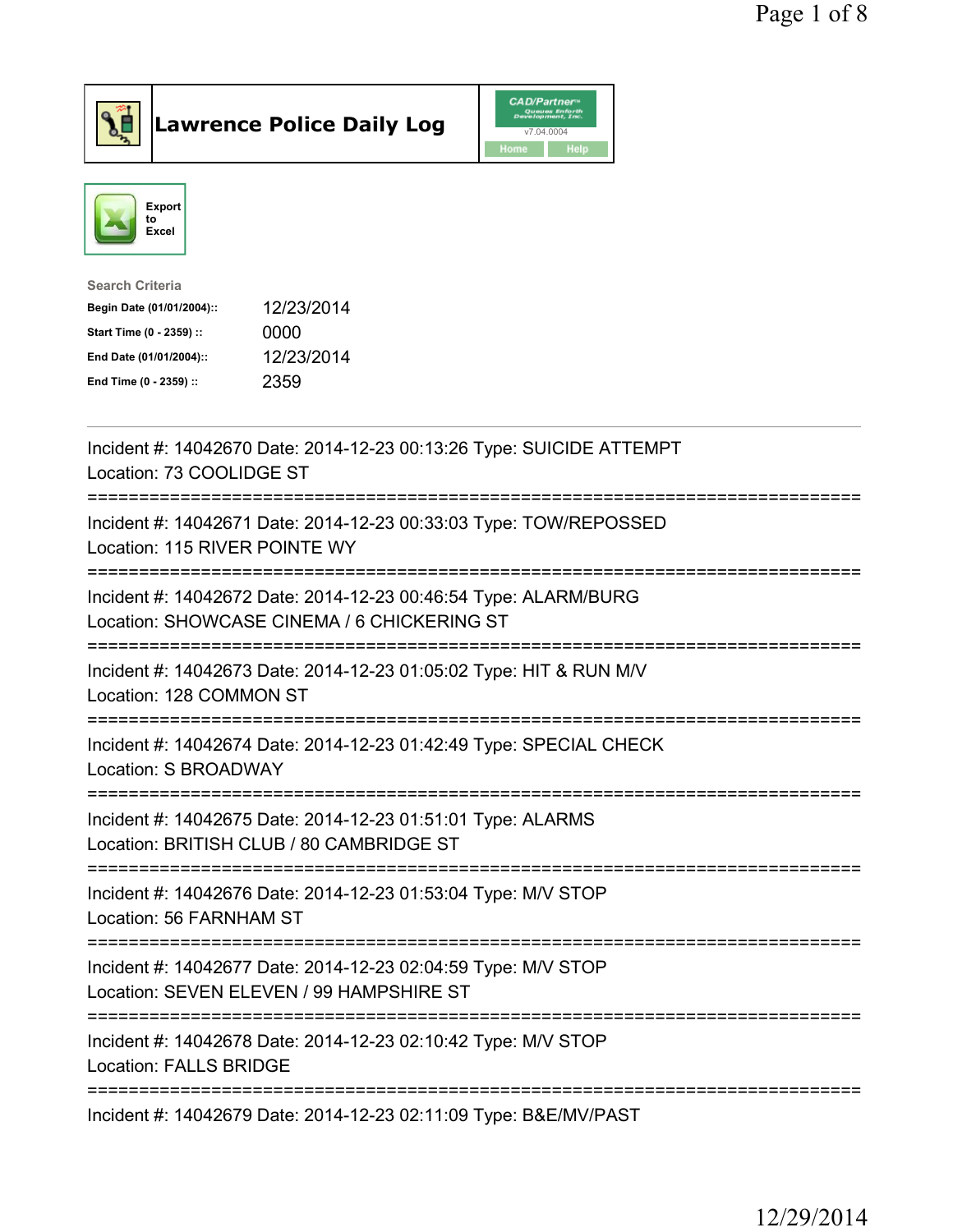# Lawrence Police Daily Log

CAD/Partner v7.04.0004

Home | Help

Export to Excel

**Search Criteria**

| | |
|---|---|
| Begin Date (01/01/2004):: | 12/23/2014 |
| Start Time (0 - 2359) :: | 0000 |
| End Date (01/01/2004):: | 12/23/2014 |
| End Time (0 - 2359) :: | 2359 |

---

Incident #: 14042670 Date: 2014-12-23 00:13:26 Type: SUICIDE ATTEMPT
Location: 73 COOLIDGE ST

===========================================================================

Incident #: 14042671 Date: 2014-12-23 00:33:03 Type: TOW/REPOSSED
Location: 115 RIVER POINTE WY

===========================================================================

Incident #: 14042672 Date: 2014-12-23 00:46:54 Type: ALARM/BURG
Location: SHOWCASE CINEMA / 6 CHICKERING ST

===========================================================================

Incident #: 14042673 Date: 2014-12-23 01:05:02 Type: HIT & RUN M/V
Location: 128 COMMON ST

===========================================================================

Incident #: 14042674 Date: 2014-12-23 01:42:49 Type: SPECIAL CHECK
Location: S BROADWAY

===========================================================================

Incident #: 14042675 Date: 2014-12-23 01:51:01 Type: ALARMS
Location: BRITISH CLUB / 80 CAMBRIDGE ST

===========================================================================

Incident #: 14042676 Date: 2014-12-23 01:53:04 Type: M/V STOP
Location: 56 FARNHAM ST

===========================================================================

Incident #: 14042677 Date: 2014-12-23 02:04:59 Type: M/V STOP
Location: SEVEN ELEVEN / 99 HAMPSHIRE ST

===========================================================================

Incident #: 14042678 Date: 2014-12-23 02:10:42 Type: M/V STOP
Location: FALLS BRIDGE

===========================================================================

Incident #: 14042679 Date: 2014-12-23 02:11:09 Type: B&E/MV/PAST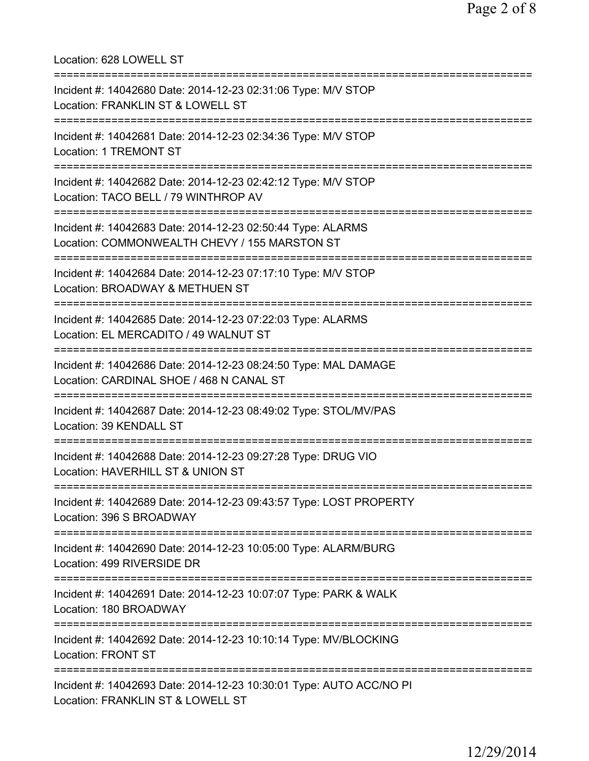Location: 628 LOWELL ST

===========================================================================

Incident #: 14042680 Date: 2014-12-23 02:31:06 Type: M/V STOP
Location: FRANKLIN ST & LOWELL ST

===========================================================================

Incident #: 14042681 Date: 2014-12-23 02:34:36 Type: M/V STOP
Location: 1 TREMONT ST

===========================================================================

Incident #: 14042682 Date: 2014-12-23 02:42:12 Type: M/V STOP
Location: TACO BELL / 79 WINTHROP AV

===========================================================================

Incident #: 14042683 Date: 2014-12-23 02:50:44 Type: ALARMS
Location: COMMONWEALTH CHEVY / 155 MARSTON ST

===========================================================================

Incident #: 14042684 Date: 2014-12-23 07:17:10 Type: M/V STOP
Location: BROADWAY & METHUEN ST

===========================================================================

Incident #: 14042685 Date: 2014-12-23 07:22:03 Type: ALARMS
Location: EL MERCADITO / 49 WALNUT ST

===========================================================================

Incident #: 14042686 Date: 2014-12-23 08:24:50 Type: MAL DAMAGE
Location: CARDINAL SHOE / 468 N CANAL ST

===========================================================================

Incident #: 14042687 Date: 2014-12-23 08:49:02 Type: STOL/MV/PAS
Location: 39 KENDALL ST

===========================================================================

Incident #: 14042688 Date: 2014-12-23 09:27:28 Type: DRUG VIO
Location: HAVERHILL ST & UNION ST

===========================================================================

Incident #: 14042689 Date: 2014-12-23 09:43:57 Type: LOST PROPERTY
Location: 396 S BROADWAY

===========================================================================

Incident #: 14042690 Date: 2014-12-23 10:05:00 Type: ALARM/BURG
Location: 499 RIVERSIDE DR

===========================================================================

Incident #: 14042691 Date: 2014-12-23 10:07:07 Type: PARK & WALK
Location: 180 BROADWAY

===========================================================================

Incident #: 14042692 Date: 2014-12-23 10:10:14 Type: MV/BLOCKING
Location: FRONT ST

===========================================================================

Incident #: 14042693 Date: 2014-12-23 10:30:01 Type: AUTO ACC/NO PI
Location: FRANKLIN ST & LOWELL ST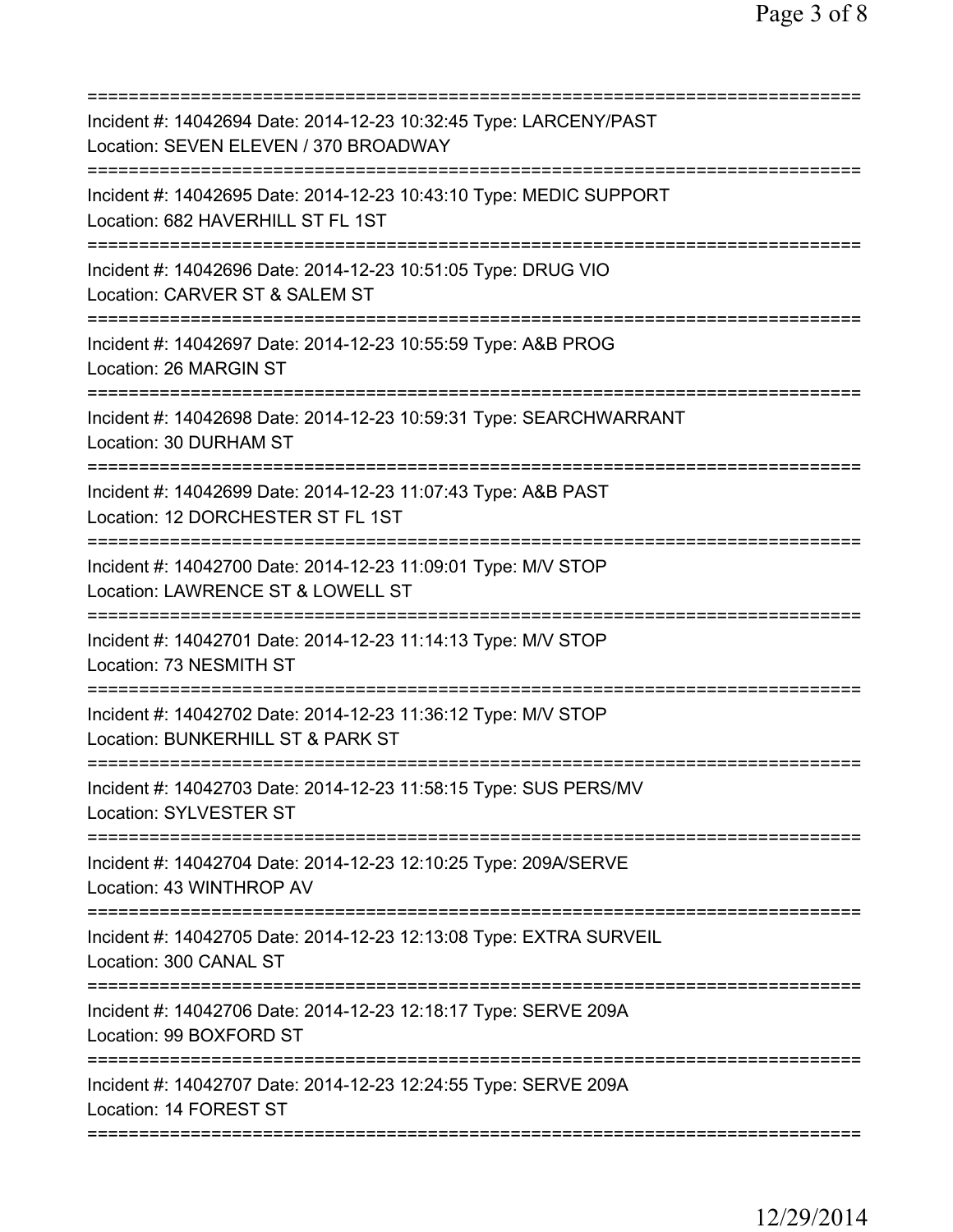Incident #: 14042694 Date: 2014-12-23 10:32:45 Type: LARCENY/PAST
Location: SEVEN ELEVEN / 370 BROADWAY

Incident #: 14042695 Date: 2014-12-23 10:43:10 Type: MEDIC SUPPORT
Location: 682 HAVERHILL ST FL 1ST

Incident #: 14042696 Date: 2014-12-23 10:51:05 Type: DRUG VIO
Location: CARVER ST & SALEM ST

Incident #: 14042697 Date: 2014-12-23 10:55:59 Type: A&B PROG
Location: 26 MARGIN ST

Incident #: 14042698 Date: 2014-12-23 10:59:31 Type: SEARCHWARRANT
Location: 30 DURHAM ST

Incident #: 14042699 Date: 2014-12-23 11:07:43 Type: A&B PAST
Location: 12 DORCHESTER ST FL 1ST

Incident #: 14042700 Date: 2014-12-23 11:09:01 Type: M/V STOP
Location: LAWRENCE ST & LOWELL ST

Incident #: 14042701 Date: 2014-12-23 11:14:13 Type: M/V STOP
Location: 73 NESMITH ST

Incident #: 14042702 Date: 2014-12-23 11:36:12 Type: M/V STOP
Location: BUNKERHILL ST & PARK ST

Incident #: 14042703 Date: 2014-12-23 11:58:15 Type: SUS PERS/MV
Location: SYLVESTER ST

Incident #: 14042704 Date: 2014-12-23 12:10:25 Type: 209A/SERVE
Location: 43 WINTHROP AV

Incident #: 14042705 Date: 2014-12-23 12:13:08 Type: EXTRA SURVEIL
Location: 300 CANAL ST

Incident #: 14042706 Date: 2014-12-23 12:18:17 Type: SERVE 209A
Location: 99 BOXFORD ST

Incident #: 14042707 Date: 2014-12-23 12:24:55 Type: SERVE 209A
Location: 14 FOREST ST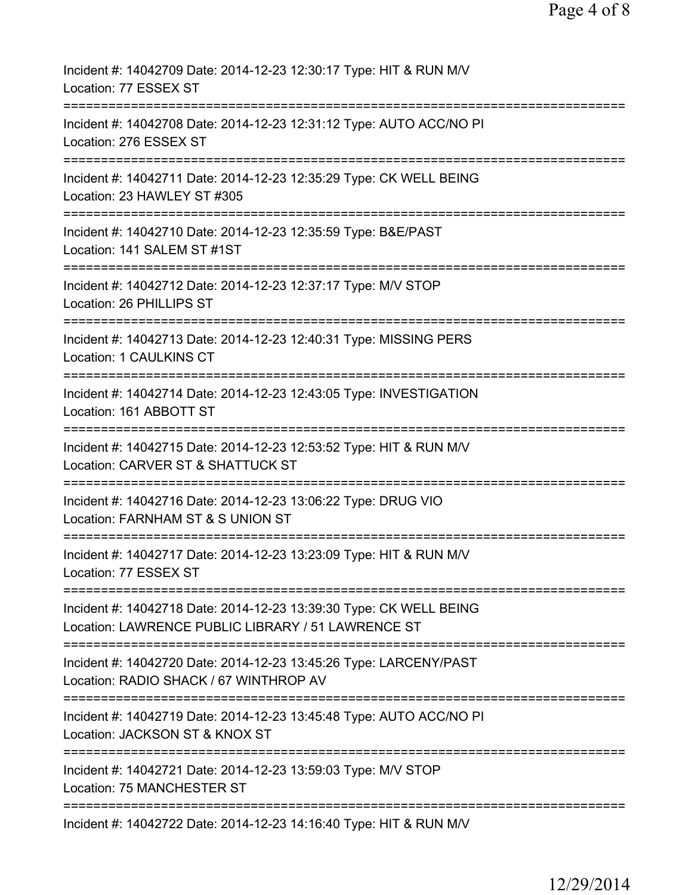Incident #: 14042709 Date: 2014-12-23 12:30:17 Type: HIT & RUN M/V
Location: 77 ESSEX ST

===========================================================================

Incident #: 14042708 Date: 2014-12-23 12:31:12 Type: AUTO ACC/NO PI
Location: 276 ESSEX ST

===========================================================================

Incident #: 14042711 Date: 2014-12-23 12:35:29 Type: CK WELL BEING
Location: 23 HAWLEY ST #305

===========================================================================

Incident #: 14042710 Date: 2014-12-23 12:35:59 Type: B&E/PAST
Location: 141 SALEM ST #1ST

===========================================================================

Incident #: 14042712 Date: 2014-12-23 12:37:17 Type: M/V STOP
Location: 26 PHILLIPS ST

===========================================================================

Incident #: 14042713 Date: 2014-12-23 12:40:31 Type: MISSING PERS
Location: 1 CAULKINS CT

===========================================================================

Incident #: 14042714 Date: 2014-12-23 12:43:05 Type: INVESTIGATION
Location: 161 ABBOTT ST

===========================================================================

Incident #: 14042715 Date: 2014-12-23 12:53:52 Type: HIT & RUN M/V
Location: CARVER ST & SHATTUCK ST

===========================================================================

Incident #: 14042716 Date: 2014-12-23 13:06:22 Type: DRUG VIO
Location: FARNHAM ST & S UNION ST

===========================================================================

Incident #: 14042717 Date: 2014-12-23 13:23:09 Type: HIT & RUN M/V
Location: 77 ESSEX ST

===========================================================================

Incident #: 14042718 Date: 2014-12-23 13:39:30 Type: CK WELL BEING
Location: LAWRENCE PUBLIC LIBRARY / 51 LAWRENCE ST

===========================================================================

Incident #: 14042720 Date: 2014-12-23 13:45:26 Type: LARCENY/PAST
Location: RADIO SHACK / 67 WINTHROP AV

===========================================================================

Incident #: 14042719 Date: 2014-12-23 13:45:48 Type: AUTO ACC/NO PI
Location: JACKSON ST & KNOX ST

===========================================================================

Incident #: 14042721 Date: 2014-12-23 13:59:03 Type: M/V STOP
Location: 75 MANCHESTER ST

===========================================================================

Incident #: 14042722 Date: 2014-12-23 14:16:40 Type: HIT & RUN M/V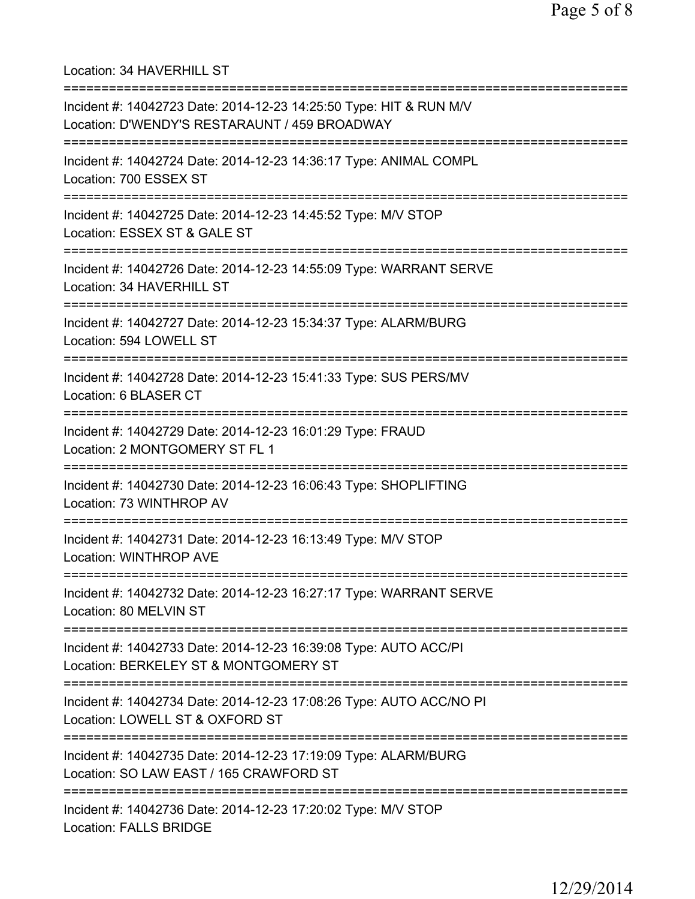Location: 34 HAVERHILL ST

===========================================================================

Incident #: 14042723 Date: 2014-12-23 14:25:50 Type: HIT & RUN M/V
Location: D'WENDY'S RESTARAUNT / 459 BROADWAY

===========================================================================

Incident #: 14042724 Date: 2014-12-23 14:36:17 Type: ANIMAL COMPL
Location: 700 ESSEX ST

===========================================================================

Incident #: 14042725 Date: 2014-12-23 14:45:52 Type: M/V STOP
Location: ESSEX ST & GALE ST

===========================================================================

Incident #: 14042726 Date: 2014-12-23 14:55:09 Type: WARRANT SERVE
Location: 34 HAVERHILL ST

===========================================================================

Incident #: 14042727 Date: 2014-12-23 15:34:37 Type: ALARM/BURG
Location: 594 LOWELL ST

===========================================================================

Incident #: 14042728 Date: 2014-12-23 15:41:33 Type: SUS PERS/MV
Location: 6 BLASER CT

===========================================================================

Incident #: 14042729 Date: 2014-12-23 16:01:29 Type: FRAUD
Location: 2 MONTGOMERY ST FL 1

===========================================================================

Incident #: 14042730 Date: 2014-12-23 16:06:43 Type: SHOPLIFTING
Location: 73 WINTHROP AV

===========================================================================

Incident #: 14042731 Date: 2014-12-23 16:13:49 Type: M/V STOP
Location: WINTHROP AVE

===========================================================================

Incident #: 14042732 Date: 2014-12-23 16:27:17 Type: WARRANT SERVE
Location: 80 MELVIN ST

===========================================================================

Incident #: 14042733 Date: 2014-12-23 16:39:08 Type: AUTO ACC/PI
Location: BERKELEY ST & MONTGOMERY ST

===========================================================================

Incident #: 14042734 Date: 2014-12-23 17:08:26 Type: AUTO ACC/NO PI
Location: LOWELL ST & OXFORD ST

===========================================================================

Incident #: 14042735 Date: 2014-12-23 17:19:09 Type: ALARM/BURG
Location: SO LAW EAST / 165 CRAWFORD ST

===========================================================================

Incident #: 14042736 Date: 2014-12-23 17:20:02 Type: M/V STOP
Location: FALLS BRIDGE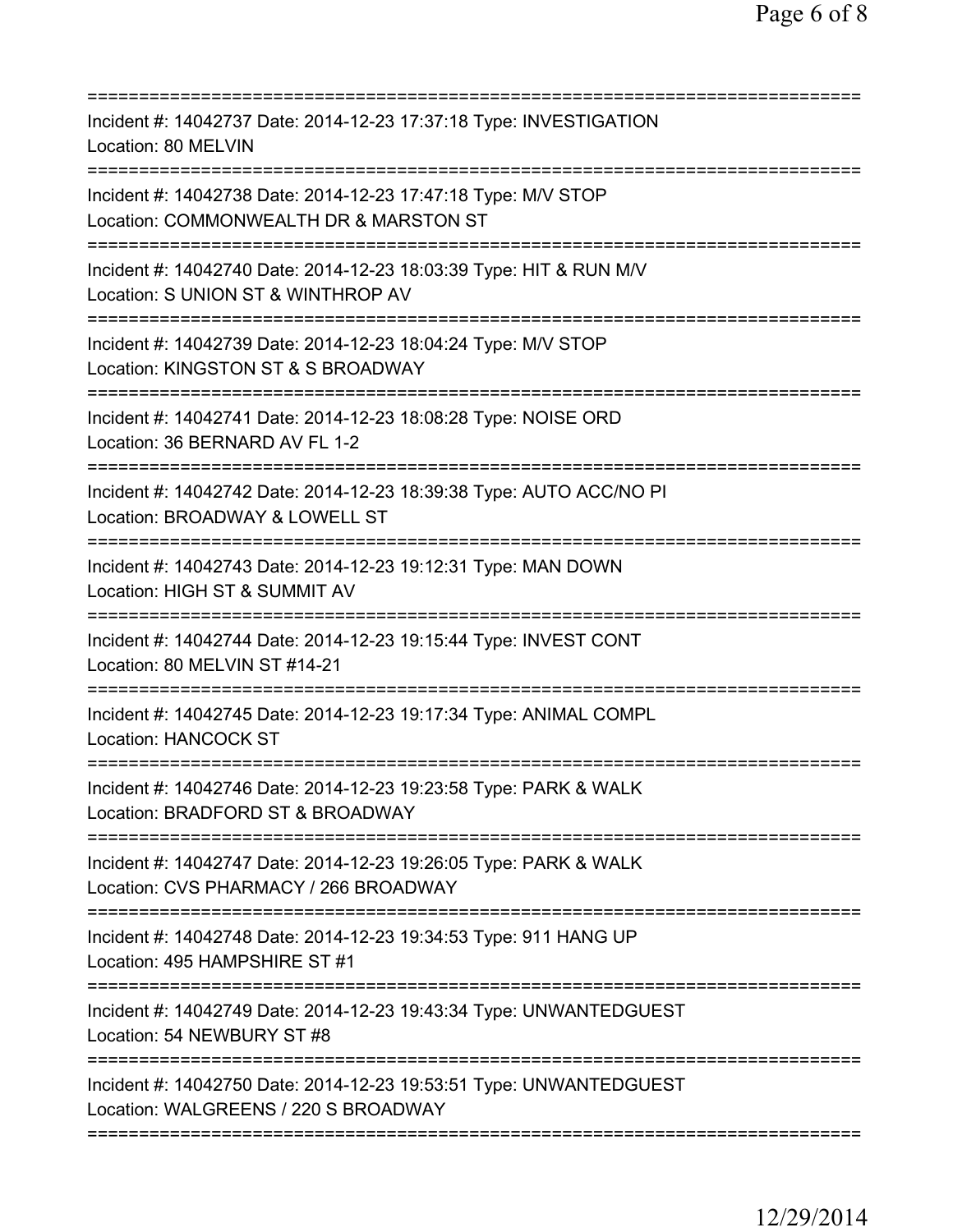Incident #: 14042737 Date: 2014-12-23 17:37:18 Type: INVESTIGATION
Location: 80 MELVIN

Incident #: 14042738 Date: 2014-12-23 17:47:18 Type: M/V STOP
Location: COMMONWEALTH DR & MARSTON ST

Incident #: 14042740 Date: 2014-12-23 18:03:39 Type: HIT & RUN M/V
Location: S UNION ST & WINTHROP AV

Incident #: 14042739 Date: 2014-12-23 18:04:24 Type: M/V STOP
Location: KINGSTON ST & S BROADWAY

Incident #: 14042741 Date: 2014-12-23 18:08:28 Type: NOISE ORD
Location: 36 BERNARD AV FL 1-2

Incident #: 14042742 Date: 2014-12-23 18:39:38 Type: AUTO ACC/NO PI
Location: BROADWAY & LOWELL ST

Incident #: 14042743 Date: 2014-12-23 19:12:31 Type: MAN DOWN
Location: HIGH ST & SUMMIT AV

Incident #: 14042744 Date: 2014-12-23 19:15:44 Type: INVEST CONT
Location: 80 MELVIN ST #14-21

Incident #: 14042745 Date: 2014-12-23 19:17:34 Type: ANIMAL COMPL
Location: HANCOCK ST

Incident #: 14042746 Date: 2014-12-23 19:23:58 Type: PARK & WALK
Location: BRADFORD ST & BROADWAY

Incident #: 14042747 Date: 2014-12-23 19:26:05 Type: PARK & WALK
Location: CVS PHARMACY / 266 BROADWAY

Incident #: 14042748 Date: 2014-12-23 19:34:53 Type: 911 HANG UP
Location: 495 HAMPSHIRE ST #1

Incident #: 14042749 Date: 2014-12-23 19:43:34 Type: UNWANTEDGUEST
Location: 54 NEWBURY ST #8

Incident #: 14042750 Date: 2014-12-23 19:53:51 Type: UNWANTEDGUEST
Location: WALGREENS / 220 S BROADWAY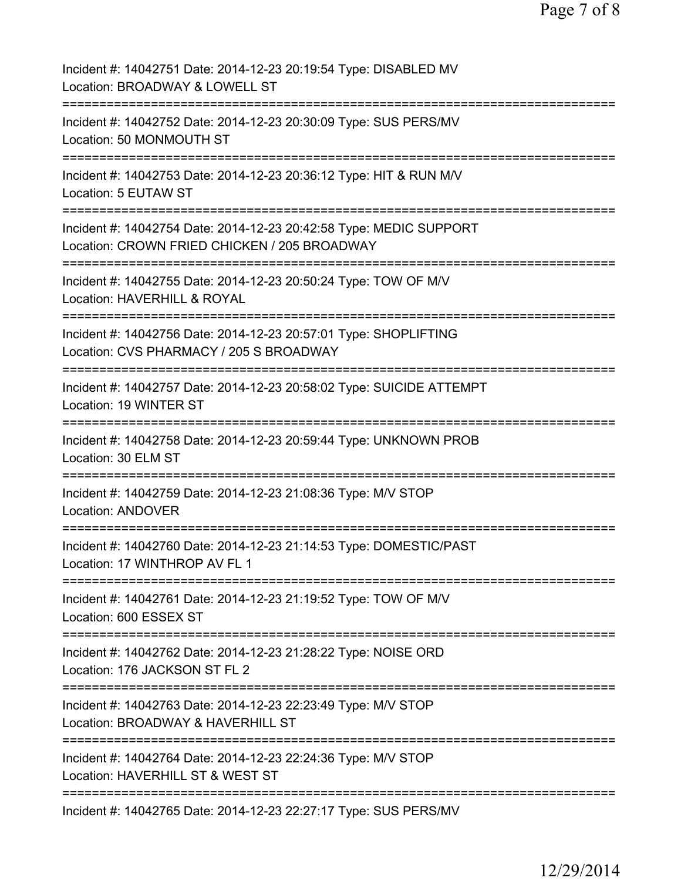Incident #: 14042751 Date: 2014-12-23 20:19:54 Type: DISABLED MV
Location: BROADWAY & LOWELL ST

===========================================================================

Incident #: 14042752 Date: 2014-12-23 20:30:09 Type: SUS PERS/MV
Location: 50 MONMOUTH ST

===========================================================================

Incident #: 14042753 Date: 2014-12-23 20:36:12 Type: HIT & RUN M/V
Location: 5 EUTAW ST

===========================================================================

Incident #: 14042754 Date: 2014-12-23 20:42:58 Type: MEDIC SUPPORT
Location: CROWN FRIED CHICKEN / 205 BROADWAY

===========================================================================

Incident #: 14042755 Date: 2014-12-23 20:50:24 Type: TOW OF M/V
Location: HAVERHILL & ROYAL

===========================================================================

Incident #: 14042756 Date: 2014-12-23 20:57:01 Type: SHOPLIFTING
Location: CVS PHARMACY / 205 S BROADWAY

===========================================================================

Incident #: 14042757 Date: 2014-12-23 20:58:02 Type: SUICIDE ATTEMPT
Location: 19 WINTER ST

===========================================================================

Incident #: 14042758 Date: 2014-12-23 20:59:44 Type: UNKNOWN PROB
Location: 30 ELM ST

===========================================================================

Incident #: 14042759 Date: 2014-12-23 21:08:36 Type: M/V STOP
Location: ANDOVER

===========================================================================

Incident #: 14042760 Date: 2014-12-23 21:14:53 Type: DOMESTIC/PAST
Location: 17 WINTHROP AV FL 1

===========================================================================

Incident #: 14042761 Date: 2014-12-23 21:19:52 Type: TOW OF M/V
Location: 600 ESSEX ST

===========================================================================

Incident #: 14042762 Date: 2014-12-23 21:28:22 Type: NOISE ORD
Location: 176 JACKSON ST FL 2

===========================================================================

Incident #: 14042763 Date: 2014-12-23 22:23:49 Type: M/V STOP
Location: BROADWAY & HAVERHILL ST

===========================================================================

Incident #: 14042764 Date: 2014-12-23 22:24:36 Type: M/V STOP
Location: HAVERHILL ST & WEST ST

===========================================================================

Incident #: 14042765 Date: 2014-12-23 22:27:17 Type: SUS PERS/MV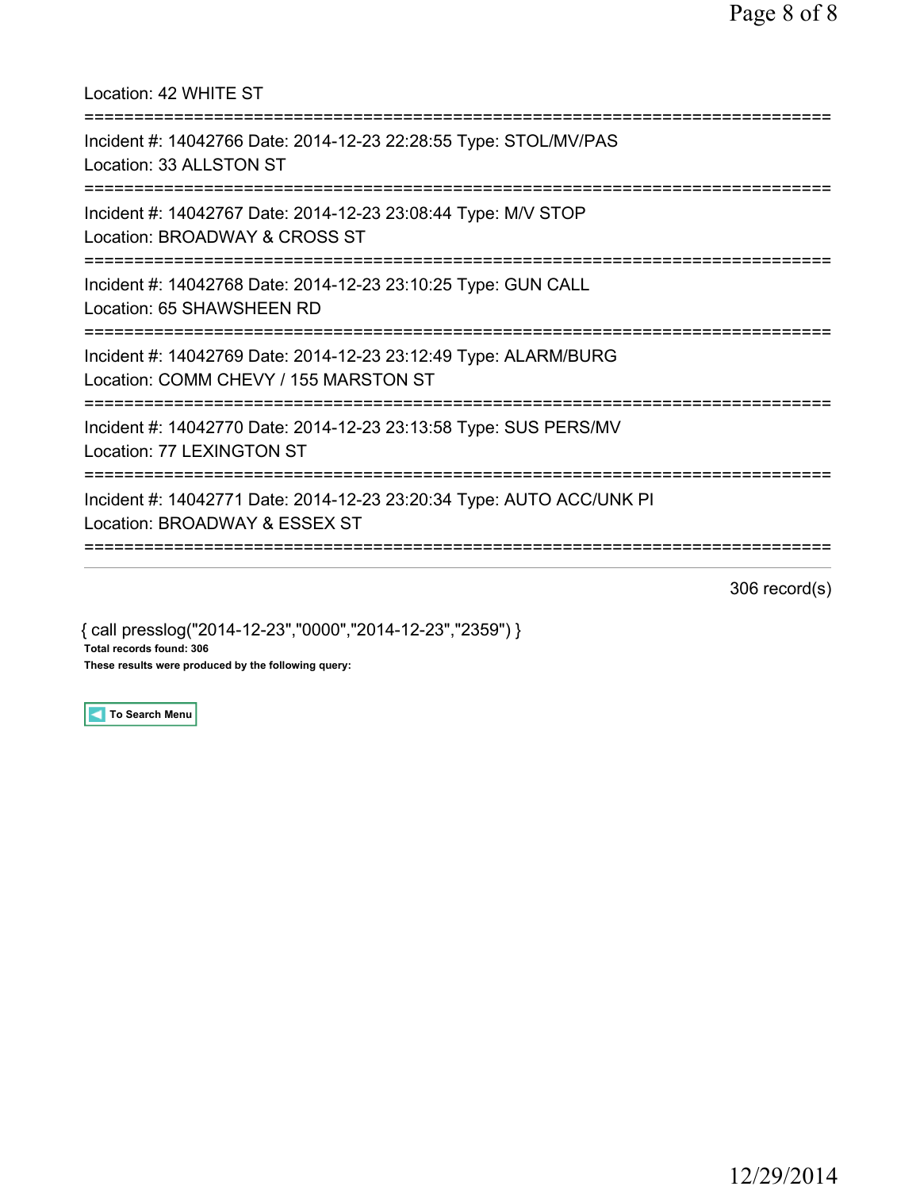Location: 42 WHITE ST

===========================================================================

Incident #: 14042766 Date: 2014-12-23 22:28:55 Type: STOL/MV/PAS

Location: 33 ALLSTON ST

===========================================================================

Incident #: 14042767 Date: 2014-12-23 23:08:44 Type: M/V STOP

Location: BROADWAY & CROSS ST

===========================================================================

Incident #: 14042768 Date: 2014-12-23 23:10:25 Type: GUN CALL

Location: 65 SHAWSHEEN RD

===========================================================================

Incident #: 14042769 Date: 2014-12-23 23:12:49 Type: ALARM/BURG

Location: COMM CHEVY / 155 MARSTON ST

===========================================================================

Incident #: 14042770 Date: 2014-12-23 23:13:58 Type: SUS PERS/MV

Location: 77 LEXINGTON ST

===========================================================================

Incident #: 14042771 Date: 2014-12-23 23:20:34 Type: AUTO ACC/UNK PI

Location: BROADWAY & ESSEX ST

===========================================================================

306 record(s)

{ call presslog("2014-12-23","0000","2014-12-23","2359") }

**Total records found: 306**

**These results were produced by the following query:**

To Search Menu